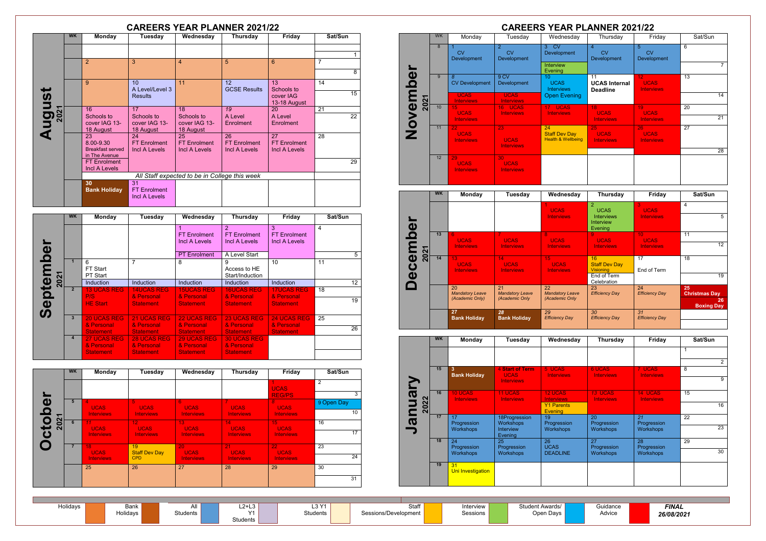# CAREERS YEAR PLANNER 2021/22

## August 2021

| WK | Monday | Tuesday | Wednesday | Thursday | Friday | Sat/Sun |
|---|---|---|---|---|---|---|
| | | | | | | 1 |
| | 2 | 3 | 4 | 5 | 6 | 7 / 8 |
| | 9 | 10 A Level/Level 3 Results | 11 | 12 GCSE Results | 13 Schools to cover IAG 13-18 August | 14 / 15 |
| | 16 Schools to cover IAG 13-18 August | 17 Schools to cover IAG 13-18 August | 18 Schools to cover IAG 13-18 August | 19 A Level Enrolment | 20 A Level Enrolment | 21 / 22 |
| | 23 8.00-9.30 Breakfast served in The Avenue; FT Enrolment Incl A Levels | 24 FT Enrolment Incl A Levels | 25 FT Enrolment Incl A Levels | 26 FT Enrolment Incl A Levels | 27 FT Enrolment Incl A Levels | 28 / 29 |
| | *All Staff expected to be in College this week* | | | | | |
| | 30 **Bank Holiday** | 31 FT Enrolment Incl A Levels | | | | |

## September 2021

| WK | Monday | Tuesday | Wednesday | Thursday | Friday | Sat/Sun |
|---|---|---|---|---|---|---|
| | | | 1 FT Enrolment Incl A Levels; PT Enrolment | 2 FT Enrolment Incl A Levels; A Level Start | 3 FT Enrolment Incl A Levels | 4 / 5 |
| 1 | 6 FT Start PT Start; Induction | 7; Induction | 8; Induction | 9 Access to HE Start/Induction; Induction | 10; Induction | 11 / 12 |
| 2 | 13 UCAS REG P/S; HE Start | 14UCAS REG & Personal Statement | 15UCAS REG & Personal Statement | 16UCAS REG & Personal Statement | 17UCAS REG & Personal Statement | 18 / 19 |
| 3 | 20 UCAS REG & Personal Statement | 21 UCAS REG & Personal Statement | 22 UCAS REG & Personal Statement | 23 UCAS REG & Personal Statement | 24 UCAS REG & Personal Statement | 25 / 26 |
| 4 | 27 UCAS REG & Personal Statement | 28 UCAS REG & Personal Statement | 29 UCAS REG & Personal Statement | 30 UCAS REG & Personal Statement | | |

## October 2021

| WK | Monday | Tuesday | Wednesday | Thursday | Friday | Sat/Sun |
|---|---|---|---|---|---|---|
| | | | | | 1 UCAS REG/PS | 2 / 3 |
| 5 | 4 UCAS Interviews | 5 UCAS Interviews | 6 UCAS Interviews | 7 UCAS Interviews | 8 UCAS Interviews | 9 Open Day / 10 |
| 6 | 11 UCAS Interviews | 12 UCAS Interviews | 13 UCAS Interviews | 14 UCAS Interviews | 15 UCAS Interviews | 16 / 17 |
| 7 | 18 UCAS Interviews | 19 Staff Dev Day CPD | 20 UCAS Interviews | 21 UCAS Interviews | 22 UCAS Interviews | 23 / 24 |
| | 25 | 26 | 27 | 28 | 29 | 30 / 31 |

## November 2021

| WK | Monday | Tuesday | Wednesday | Thursday | Friday | Sat/Sun |
|---|---|---|---|---|---|---|
| 8 | 1 CV Development | 2 CV Development | 3 CV Development; Interview Evening | 4 CV Development | 5 CV Development | 6 / 7 |
| 9 | 8 CV Development; UCAS Interviews | 9 CV Development; UCAS Interviews | 10 UCAS Interviews; Open Evening | 11 **UCAS Internal Deadline** | 12 UCAS Interviews | 13 / 14 |
| 10 | 15 UCAS Interviews | 16 UCAS Interviews | 17 UCAS Interviews | 18 UCAS Interviews | 19 UCAS Interviews | 20 / 21 |
| 11 | 22 UCAS Interviews | 23 UCAS Interviews | 24 Staff Dev Day Health & Wellbeing | 25 UCAS Interviews | 26 UCAS Interviews | 27 / 28 |
| 12 | 29 UCAS Interviews | 30 UCAS Interviews | | | | |

## December 2021

| WK | Monday | Tuesday | Wednesday | Thursday | Friday | Sat/Sun |
|---|---|---|---|---|---|---|
| | | | 1 UCAS Interviews | 2 UCAS Interviews; Interview Evening | 3 UCAS Interviews | 4 / 5 |
| 13 | 6 UCAS Interviews | 7 UCAS Interviews | 8 UCAS Interviews | 9 UCAS Interviews | 10 UCAS Interviews | 11 / 12 |
| 14 | 13 UCAS Interviews | 14 UCAS Interviews | 15 UCAS Interviews | 16 Staff Dev Day Visioning; End of Term Celebration | 17 End of Term | 18 / 19 |
| | 20 *Mandatory Leave (Academic Only)* | 21 *Mandatory Leave (Academic Only* | 22 *Mandatory Leave (Academic Only* | 23 *Efficiency Day* | 24 *Efficiency Day* | 25 **Christmas Day** / 26 **Boxing Day** |
| | 27 **Bank Holiday** | 28 **Bank Holiday** | 29 *Efficiency Day* | 30 *Efficiency Day* | 31 *Efficiency Day* | |

## January 2022

| WK | Monday | Tuesday | Wednesday | Thursday | Friday | Sat/Sun |
|---|---|---|---|---|---|---|
| | | | | | | 1 / 2 |
| 15 | 3 **Bank Holiday** | 4 **Start of Term** UCAS Interviews | 5 UCAS Interviews | 6 UCAS Interviews | 7 UCAS Interviews | 8 / 9 |
| 16 | 10 UCAS Interviews | 11 UCAS Interviews | 12 UCAS Interviews; Y1 Parents Evening | 13 UCAS Interviews | 14 UCAS Interviews | 15 / 16 |
| 17 | 17 Progression Workshops | 18Progression Workshops; Interview Evening | 19 Progression Workshops | 20 Progression Workshops | 21 Progression Workshops | 22 / 23 |
| 18 | 24 Progression Workshops | 25 Progression Workshops | 26 UCAS DEADLINE | 27 Progression Workshops | 28 Progression Workshops | 29 / 30 |
| 19 | 31 Uni Investigation | | | | | |

**Key:** Holidays | Bank Holidays | All Students | L2+L3 Y1 Students | L3 Y1 Students | Staff Sessions/Development | Interview Sessions | Student Awards/ Open Days | Guidance Advice

***FINAL 26/08/2021***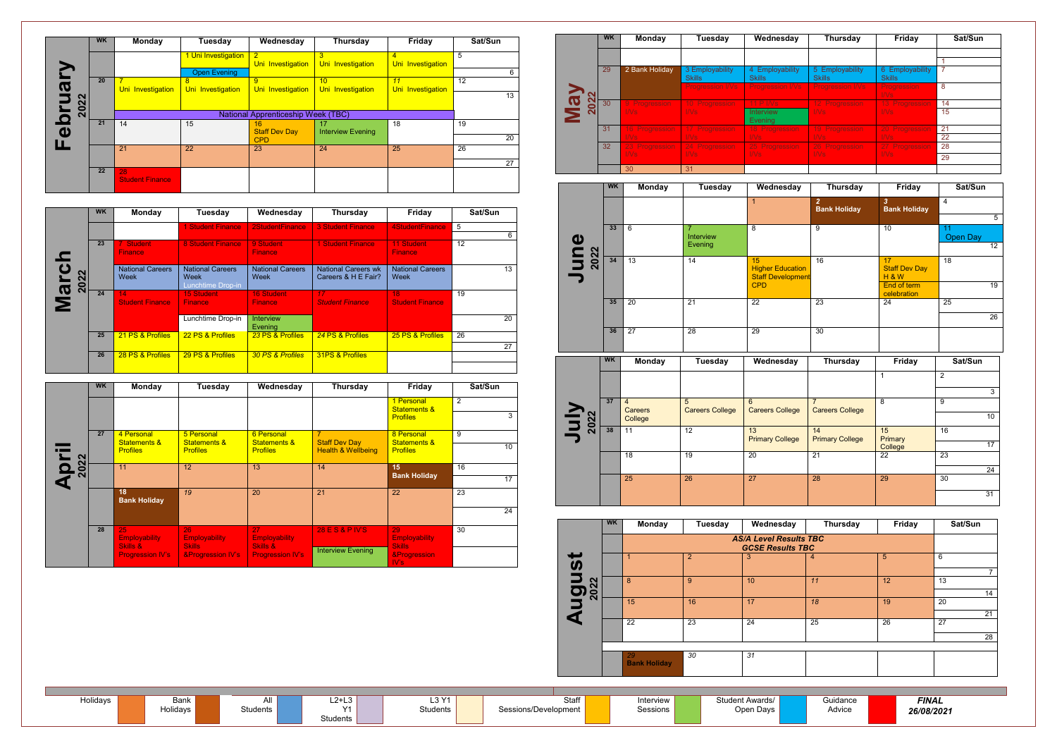## February 2022

| WK | Monday | Tuesday | Wednesday | Thursday | Friday | Sat/Sun |
|---|---|---|---|---|---|---|
| | | 1 Uni Investigation<br>Open Evening | 2<br>Uni Investigation | 3<br>Uni Investigation | 4<br>Uni Investigation | 5<br>6 |
| 20 | 7<br>Uni Investigation | 8<br>Uni Investigation | 9<br>Uni Investigation | 10<br>Uni Investigation | 11<br>Uni Investigation | 12<br>13 |
| | National Apprenticeship Week (TBC) | | | | | |
| 21 | 14 | 15 | 16<br>Staff Dev Day<br>CPD | 17<br>Interview Evening | 18 | 19<br>20 |
| | 21 | 22 | 23 | 24 | 25 | 26<br>27 |
| 22 | 28<br>Student Finance | | | | | |

## March 2022

| WK | Monday | Tuesday | Wednesday | Thursday | Friday | Sat/Sun |
|---|---|---|---|---|---|---|
| | | 1 Student Finance | 2StudentFinance | 3 Student Finance | 4StudentFinance | 5<br>6 |
| 23 | 7 Student Finance | 8 Student Finance | 9 Student Finance | 1 Student Finance | 11 Student Finance | 12 |
| | National Careers Week | National Careers Week<br>Lunchtime Drop-in | National Careers Week | National Careers wk<br>Careers & H E Fair? | National Careers Week | 13 |
| 24 | 14<br>Student Finance | 15 Student Finance | 16 Student Finance | 17<br>Student Finance | 18<br>Student Finance | 19 |
| | | Lunchtime Drop-in | Interview Evening | | | 20 |
| 25 | 21 PS & Profiles | 22 PS & Profiles | 23 PS & Profiles | 24 PS & Profiles | 25 PS & Profiles | 26<br>27 |
| 26 | 28 PS & Profiles | 29 PS & Profiles | 30 PS & Profiles | 31PS & Profiles | | |

## April 2022

| WK | Monday | Tuesday | Wednesday | Thursday | Friday | Sat/Sun |
|---|---|---|---|---|---|---|
| | | | | | 1 Personal Statements & Profiles | 2<br>3 |
| 27 | 4 Personal Statements & Profiles | 5 Personal Statements & Profiles | 6 Personal Statements & Profiles | 7<br>Staff Dev Day<br>Health & Wellbeing | 8 Personal Statements & Profiles | 9<br>10 |
| | 11 | 12 | 13 | 14 | 15<br>Bank Holiday | 16<br>17 |
| | 18<br>Bank Holiday | 19 | 20 | 21 | 22 | 23<br>24 |
| 28 | 25<br>Employability Skills &<br>Progression IV's | 26<br>Employability Skills<br>&Progression IV's | 27<br>Employability Skills &<br>Progression IV's | 28 E S & P IV'S<br>Interview Evening | 29<br>Employability Skills<br>&Progression IV's | 30 |

## May 2022

| WK | Monday | Tuesday | Wednesday | Thursday | Friday | Sat/Sun |
|---|---|---|---|---|---|---|
| | | | | | | 1 |
| 29 | 2 Bank Holiday | 3 Employability Skills<br>Progression I/Vs | 4 Employability Skills<br>Progression I/Vs | 5 Employability Skills<br>Progression I/Vs | 6 Employability Skills<br>Progression I/Vs | 7<br>8 |
| 30 | 9 Progression I/Vs | 10 Progression I/Vs | 11 P I/Vs<br>Interview Evening | 12 Progression I/Vs | 13 Progression I/Vs | 14<br>15 |
| 31 | 16 Progression I/Vs | 17 Progression I/Vs | 18 Progression I/Vs | 19 Progression I/Vs | 20 Progression I/Vs | 21<br>22 |
| 32 | 23 Progression I/Vs | 24 Progression I/Vs | 25 Progression I/Vs | 26 Progression I/Vs | 27 Progression I/Vs | 28<br>29 |
| | 30 | 31 | | | | |

## June 2022

| WK | Monday | Tuesday | Wednesday | Thursday | Friday | Sat/Sun |
|---|---|---|---|---|---|---|
| | | | 1 | 2<br>Bank Holiday | 3<br>Bank Holiday | 4<br>5 |
| 33 | 6 | 7<br>Interview Evening | 8 | 9 | 10 | 11<br>Open Day<br>12 |
| 34 | 13 | 14 | 15<br>Higher Education Staff Development CPD | 16 | 17<br>Staff Dev Day H & W<br>End of term celebration | 18<br>19 |
| 35 | 20 | 21 | 22 | 23 | 24 | 25<br>26 |
| 36 | 27 | 28 | 29 | 30 | | |

## July 2022

| WK | Monday | Tuesday | Wednesday | Thursday | Friday | Sat/Sun |
|---|---|---|---|---|---|---|
| | | | | | 1 | 2<br>3 |
| 37 | 4<br>Careers College | 5<br>Careers College | 6<br>Careers College | 7<br>Careers College | 8 | 9<br>10 |
| 38 | 11 | 12 | 13<br>Primary College | 14<br>Primary College | 15<br>Primary College | 16<br>17 |
| | 18 | 19 | 20 | 21 | 22 | 23<br>24 |
| | 25 | 26 | 27 | 28 | 29 | 30<br>31 |

## August 2022

| WK | Monday | Tuesday | Wednesday | Thursday | Friday | Sat/Sun |
|---|---|---|---|---|---|---|
| | *AS/A Level Results TBC*<br>*GCSE Results TBC* | | | | | |
| | 1 | 2 | 3 | 4 | 5 | 6<br>7 |
| | 8 | 9 | 10 | 11 | 12 | 13<br>14 |
| | 15 | 16 | 17 | 18 | 19 | 20<br>21 |
| | 22 | 23 | 24 | 25 | 26 | 27<br>28 |
| | 29<br>Bank Holiday | 30 | 31 | | | |

Key: Holidays | Bank Holidays | All Students | L2+L3 Y1 Students | L3 Y1 Students | Staff Sessions/Development | Interview Sessions | Student Awards/ Open Days | Guidance Advice

**FINAL 26/08/2021**